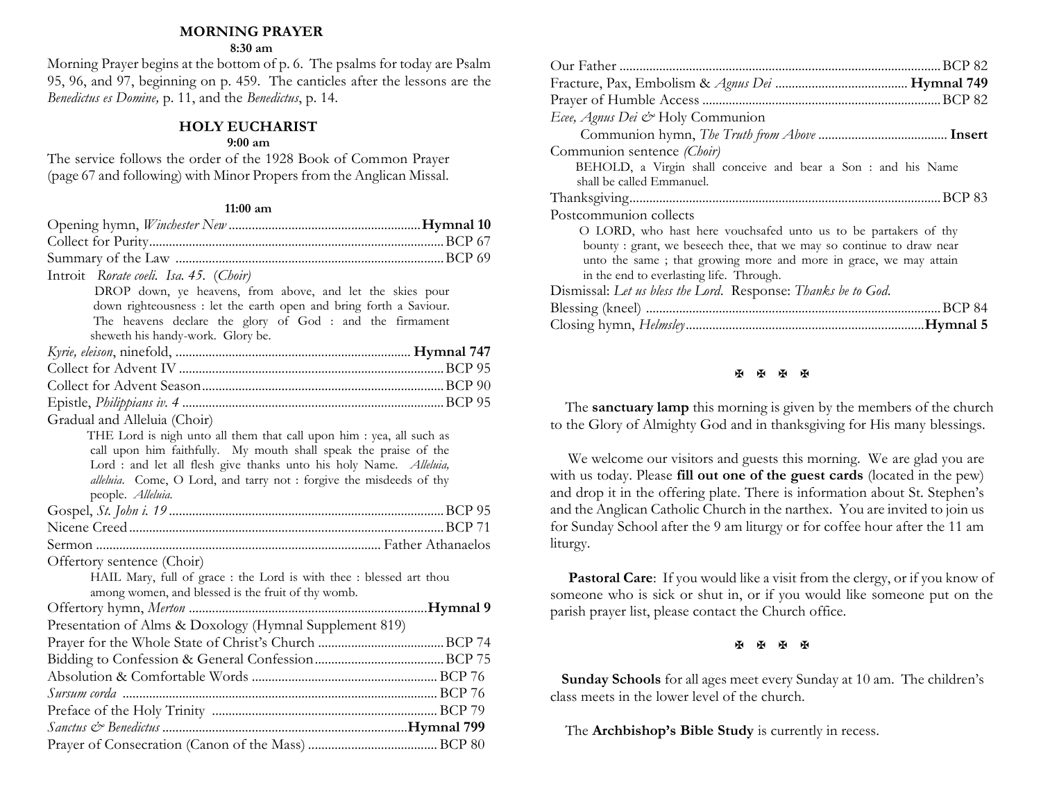## MORNING PRAYER

**8:30 am**

Morning Prayer begins at the bottom of p. 6. The psalms for today are Psalm 95, 96, and 97, beginning on p. 459. The canticles after the lessons are the *Benedictus es Domine,* p. 11, and the *Benedictus*, p. 14.

## HOLY EUCHARIST

**9:00 am**

The service follows the order of the 1928 Book of Common Prayer (page 67 and following) with Minor Propers from the Anglican Missal.

**11:00 am**

Opening hymn, *Winchester New* .......... **Hymnal 10**
Collect for Purity .......... BCP 67
Summary of the Law .......... BCP 69
Introit *Rorate coeli. Isa. 45.* (*Choir*)

> DROP down, ye heavens, from above, and let the skies pour down righteousness : let the earth open and bring forth a Saviour. The heavens declare the glory of God : and the firmament sheweth his handy-work. Glory be.

*Kyrie, eleison*, ninefold, .......... **Hymnal 747**
Collect for Advent IV .......... BCP 95
Collect for Advent Season .......... BCP 90
Epistle, *Philippians iv. 4* .......... BCP 95
Gradual and Alleluia (Choir)

> THE Lord is nigh unto all them that call upon him : yea, all such as call upon him faithfully. My mouth shall speak the praise of the Lord : and let all flesh give thanks unto his holy Name. *Alleluia, alleluia*. Come, O Lord, and tarry not : forgive the misdeeds of thy people. *Alleluia.*

Gospel, *St. John i. 19* .......... BCP 95
Nicene Creed .......... BCP 71
Sermon .......... Father Athanaelos
Offertory sentence (Choir)

> HAIL Mary, full of grace : the Lord is with thee : blessed art thou among women, and blessed is the fruit of thy womb.

Offertory hymn, *Merton* .......... **Hymnal 9**
Presentation of Alms & Doxology (Hymnal Supplement 819)
Prayer for the Whole State of Christ's Church .......... BCP 74
Bidding to Confession & General Confession .......... BCP 75
Absolution & Comfortable Words .......... BCP 76
*Sursum corda* .......... BCP 76
Preface of the Holy Trinity .......... BCP 79
*Sanctus & Benedictus* .......... **Hymnal 799**
Prayer of Consecration (Canon of the Mass) .......... BCP 80
Our Father .......... BCP 82
Fracture, Pax, Embolism & *Agnus Dei* .......... **Hymnal 749**
Prayer of Humble Access .......... BCP 82
*Ecce, Agnus Dei &* Holy Communion

> Communion hymn, *The Truth from Above* .......... **Insert**

Communion sentence *(Choir)*

> BEHOLD, a Virgin shall conceive and bear a Son : and his Name shall be called Emmanuel.

Thanksgiving .......... BCP 83
Postcommunion collects

> O LORD, who hast here vouchsafed unto us to be partakers of thy bounty : grant, we beseech thee, that we may so continue to draw near unto the same ; that growing more and more in grace, we may attain in the end to everlasting life. Through.

Dismissal: *Let us bless the Lord*. Response: *Thanks be to God.*
Blessing (kneel) .......... BCP 84
Closing hymn, *Helmsley* .......... **Hymnal 5**

✠ ✠ ✠ ✠

The **sanctuary lamp** this morning is given by the members of the church to the Glory of Almighty God and in thanksgiving for His many blessings.

We welcome our visitors and guests this morning. We are glad you are with us today. Please **fill out one of the guest cards** (located in the pew) and drop it in the offering plate. There is information about St. Stephen's and the Anglican Catholic Church in the narthex. You are invited to join us for Sunday School after the 9 am liturgy or for coffee hour after the 11 am liturgy.

**Pastoral Care**: If you would like a visit from the clergy, or if you know of someone who is sick or shut in, or if you would like someone put on the parish prayer list, please contact the Church office.

✠ ✠ ✠ ✠

**Sunday Schools** for all ages meet every Sunday at 10 am. The children's class meets in the lower level of the church.

The **Archbishop's Bible Study** is currently in recess.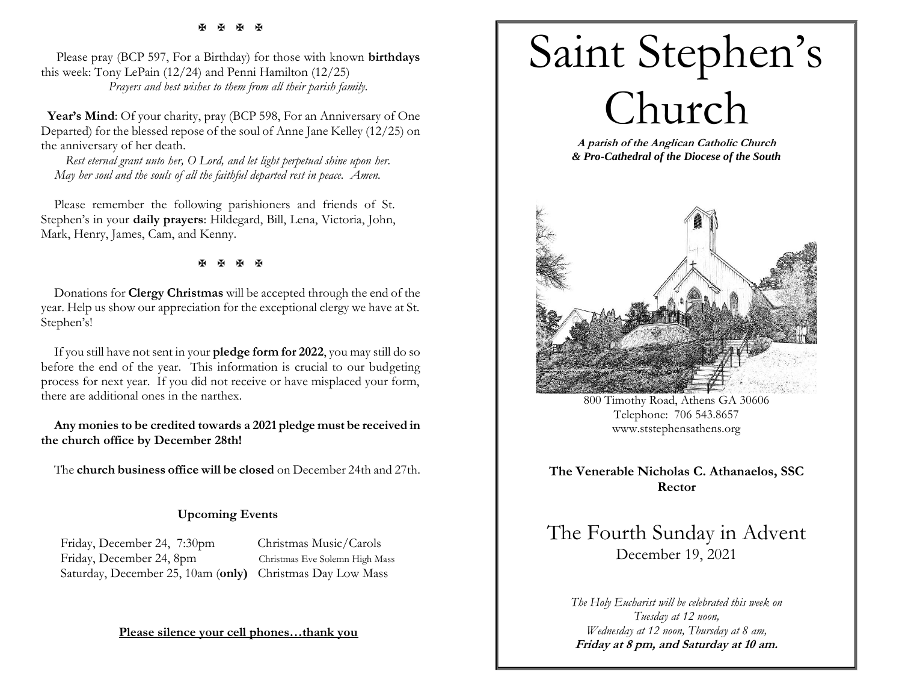✠ ✠ ✠ ✠

Please pray (BCP 597, For a Birthday) for those with known **birthdays** this week: Tony LePain (12/24) and Penni Hamilton (12/25)

*Prayers and best wishes to them from all their parish family.*

**Year's Mind**: Of your charity, pray (BCP 598, For an Anniversary of One Departed) for the blessed repose of the soul of Anne Jane Kelley (12/25) on the anniversary of her death.

*Rest eternal grant unto her, O Lord, and let light perpetual shine upon her. May her soul and the souls of all the faithful departed rest in peace. Amen.*

Please remember the following parishioners and friends of St. Stephen's in your **daily prayers**: Hildegard, Bill, Lena, Victoria, John, Mark, Henry, James, Cam, and Kenny.

✠ ✠ ✠ ✠

Donations for **Clergy Christmas** will be accepted through the end of the year. Help us show our appreciation for the exceptional clergy we have at St. Stephen's!

If you still have not sent in your **pledge form for 2022**, you may still do so before the end of the year. This information is crucial to our budgeting process for next year. If you did not receive or have misplaced your form, there are additional ones in the narthex.

**Any monies to be credited towards a 2021 pledge must be received in the church office by December 28th!**

The **church business office will be closed** on December 24th and 27th.

**Upcoming Events**

| | |
|---|---|
| Friday, December 24, 7:30pm | Christmas Music/Carols |
| Friday, December 24, 8pm | Christmas Eve Solemn High Mass |
| Saturday, December 25, 10am (**only**) | Christmas Day Low Mass |

**Please silence your cell phones…thank you**

# Saint Stephen's Church

***A parish of the Anglican Catholic Church***
***& Pro-Cathedral of the Diocese of the South***

800 Timothy Road, Athens GA 30606
Telephone: 706 543.8657
www.ststephensathens.org

**The Venerable Nicholas C. Athanaelos, SSC**
**Rector**

## The Fourth Sunday in Advent
December 19, 2021

*The Holy Eucharist will be celebrated this week on Tuesday at 12 noon, Wednesday at 12 noon, Thursday at 8 am,* ***Friday at 8 pm, and Saturday at 10 am.***